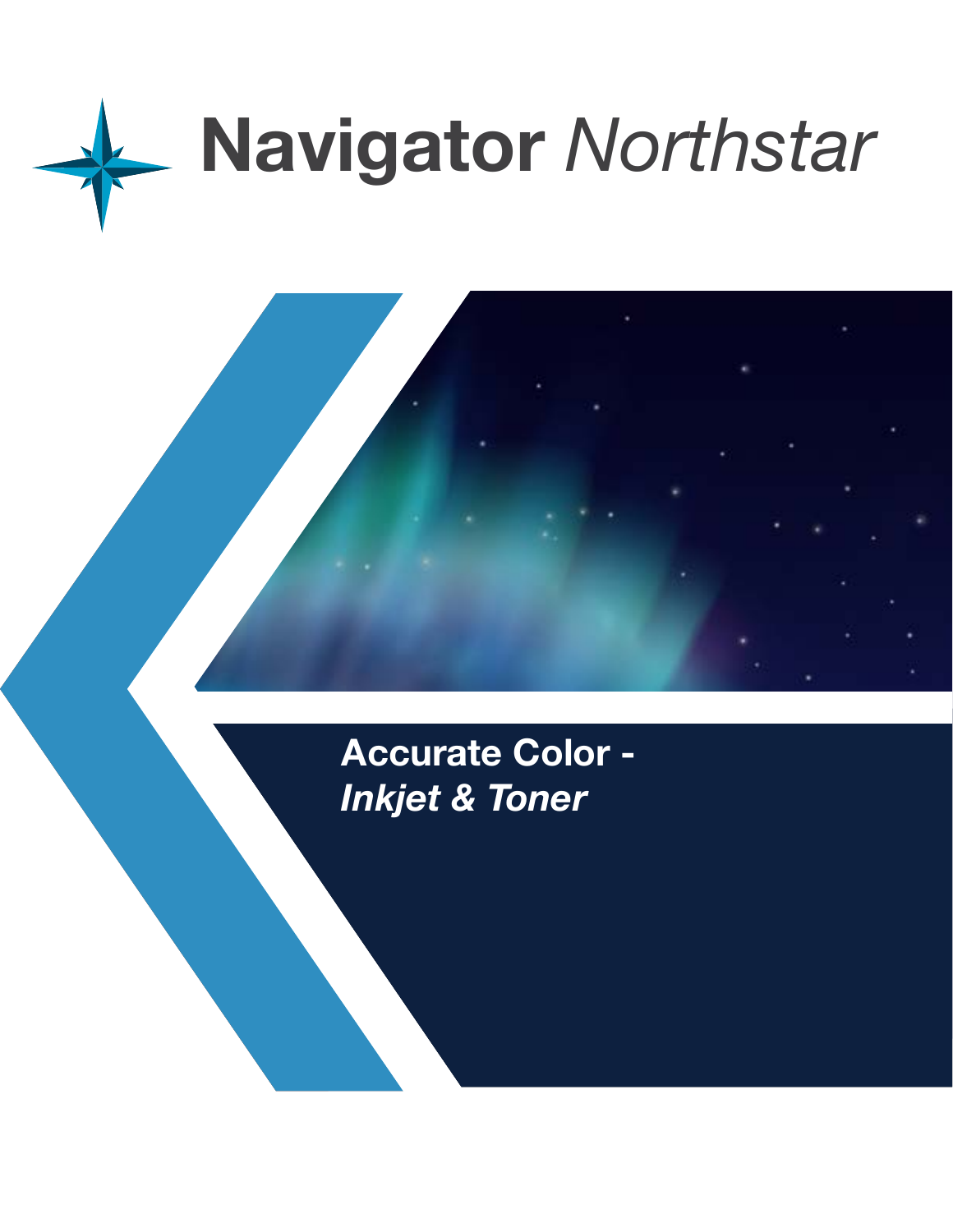# **Navigator** *Northstar*

**Accurate Color -**
***Inkjet & Toner***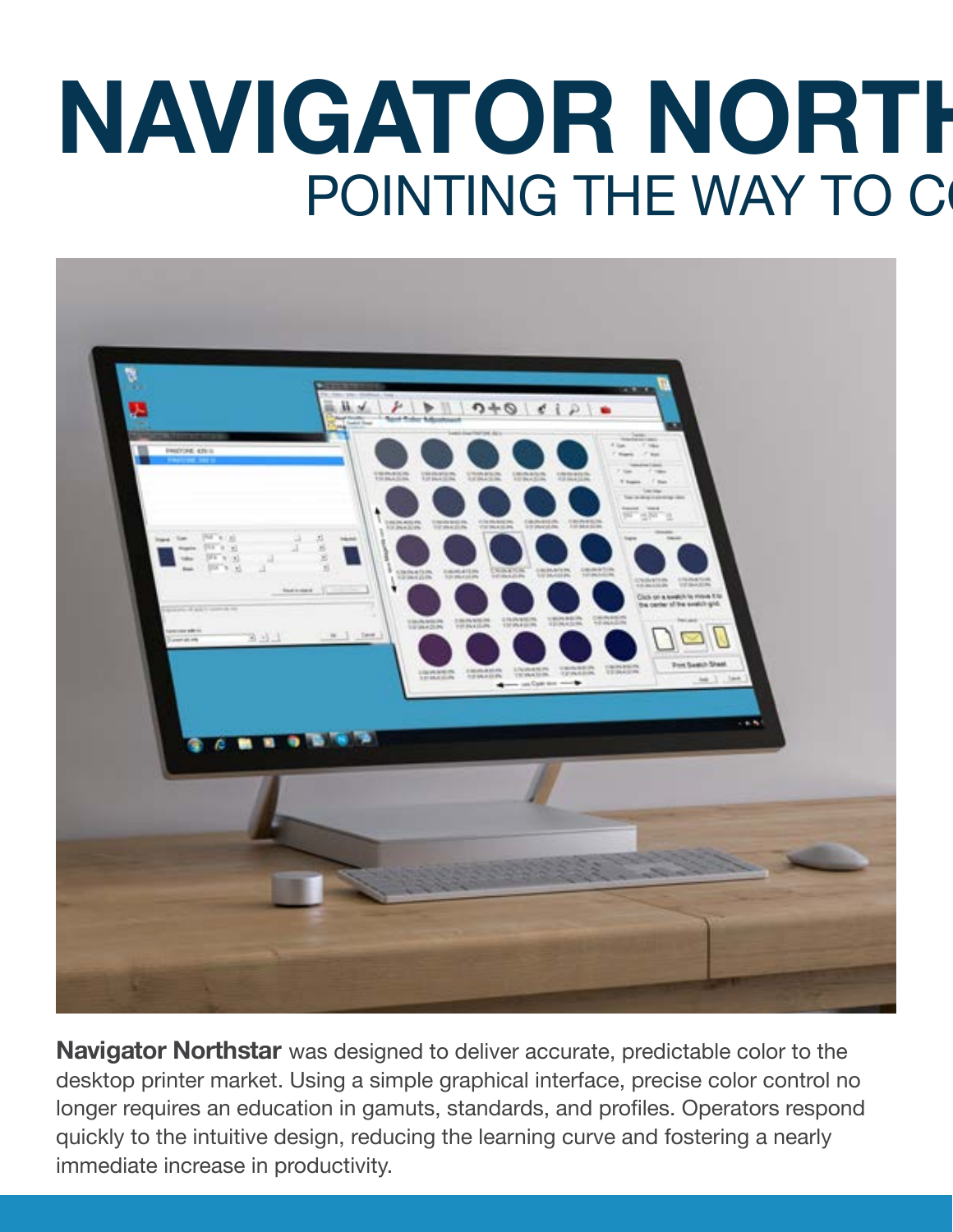# NAVIGATOR NORTH

## POINTING THE WAY TO C

**Navigator Northstar** was designed to deliver accurate, predictable color to the desktop printer market. Using a simple graphical interface, precise color control no longer requires an education in gamuts, standards, and profiles. Operators respond quickly to the intuitive design, reducing the learning curve and fostering a nearly immediate increase in productivity.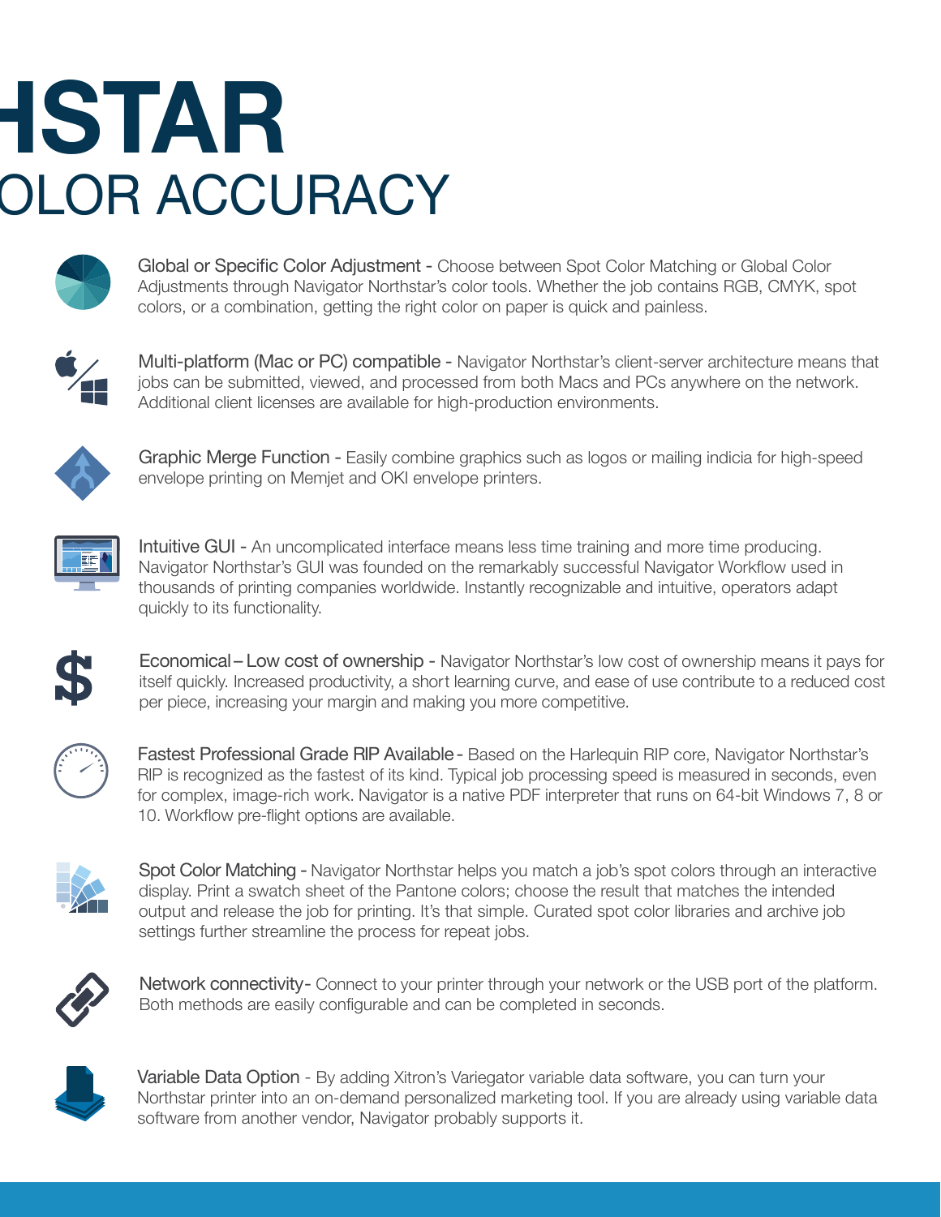# HSTAR

## OLOR ACCURACY

**Global or Specific Color Adjustment** - Choose between Spot Color Matching or Global Color Adjustments through Navigator Northstar's color tools. Whether the job contains RGB, CMYK, spot colors, or a combination, getting the right color on paper is quick and painless.

**Multi-platform (Mac or PC) compatible** - Navigator Northstar's client-server architecture means that jobs can be submitted, viewed, and processed from both Macs and PCs anywhere on the network. Additional client licenses are available for high-production environments.

**Graphic Merge Function** - Easily combine graphics such as logos or mailing indicia for high-speed envelope printing on Memjet and OKI envelope printers.

**Intuitive GUI** - An uncomplicated interface means less time training and more time producing. Navigator Northstar's GUI was founded on the remarkably successful Navigator Workflow used in thousands of printing companies worldwide. Instantly recognizable and intuitive, operators adapt quickly to its functionality.

**Economical – Low cost of ownership** - Navigator Northstar's low cost of ownership means it pays for itself quickly. Increased productivity, a short learning curve, and ease of use contribute to a reduced cost per piece, increasing your margin and making you more competitive.

**Fastest Professional Grade RIP Available** - Based on the Harlequin RIP core, Navigator Northstar's RIP is recognized as the fastest of its kind. Typical job processing speed is measured in seconds, even for complex, image-rich work. Navigator is a native PDF interpreter that runs on 64-bit Windows 7, 8 or 10. Workflow pre-flight options are available.

**Spot Color Matching** - Navigator Northstar helps you match a job's spot colors through an interactive display. Print a swatch sheet of the Pantone colors; choose the result that matches the intended output and release the job for printing. It's that simple. Curated spot color libraries and archive job settings further streamline the process for repeat jobs.

**Network connectivity** - Connect to your printer through your network or the USB port of the platform. Both methods are easily configurable and can be completed in seconds.

**Variable Data Option** - By adding Xitron's Variegator variable data software, you can turn your Northstar printer into an on-demand personalized marketing tool. If you are already using variable data software from another vendor, Navigator probably supports it.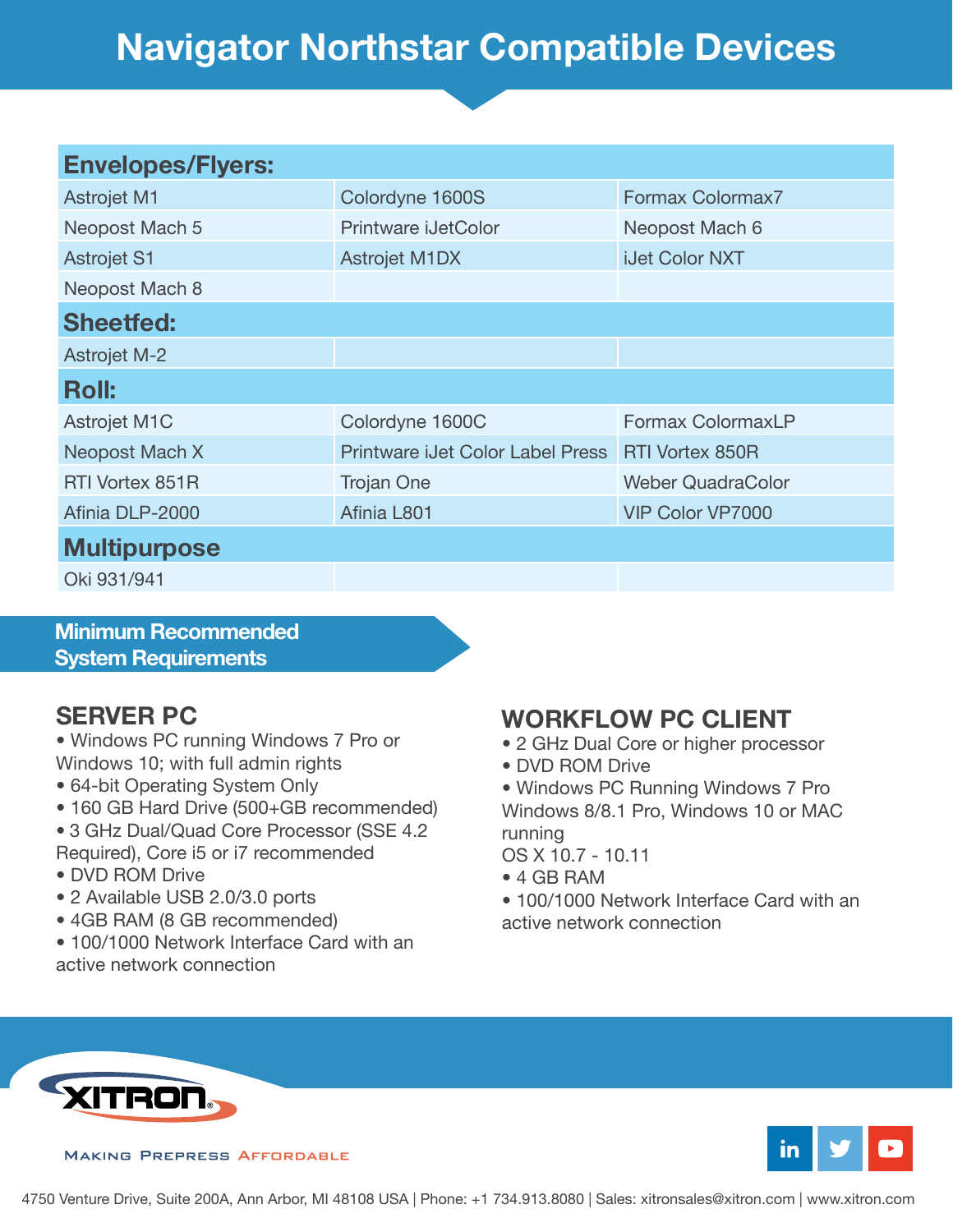# Navigator Northstar Compatible Devices

| | | |
|---|---|---|
| **Envelopes/Flyers:** | | |
| Astrojet M1 | Colordyne 1600S | Formax Colormax7 |
| Neopost Mach 5 | Printware iJetColor | Neopost Mach 6 |
| Astrojet S1 | Astrojet M1DX | iJet Color NXT |
| Neopost Mach 8 | | |
| **Sheetfed:** | | |
| Astrojet M-2 | | |
| **Roll:** | | |
| Astrojet M1C | Colordyne 1600C | Formax ColormaxLP |
| Neopost Mach X | Printware iJet Color Label Press | RTI Vortex 850R |
| RTI Vortex 851R | Trojan One | Weber QuadraColor |
| Afinia DLP-2000 | Afinia L801 | VIP Color VP7000 |
| **Multipurpose** | | |
| Oki 931/941 | | |

## Minimum Recommended System Requirements

### SERVER PC

- Windows PC running Windows 7 Pro or Windows 10; with full admin rights
- 64-bit Operating System Only
- 160 GB Hard Drive (500+GB recommended)
- 3 GHz Dual/Quad Core Processor (SSE 4.2 Required), Core i5 or i7 recommended
- DVD ROM Drive
- 2 Available USB 2.0/3.0 ports
- 4GB RAM (8 GB recommended)
- 100/1000 Network Interface Card with an active network connection

### WORKFLOW PC CLIENT

- 2 GHz Dual Core or higher processor
- DVD ROM Drive
- Windows PC Running Windows 7 Pro Windows 8/8.1 Pro, Windows 10 or MAC running OS X 10.7 - 10.11
- 4 GB RAM
- 100/1000 Network Interface Card with an active network connection

XITRON

Making Prepress Affordable

4750 Venture Drive, Suite 200A, Ann Arbor, MI 48108 USA | Phone: +1 734.913.8080 | Sales: xitronsales@xitron.com | www.xitron.com